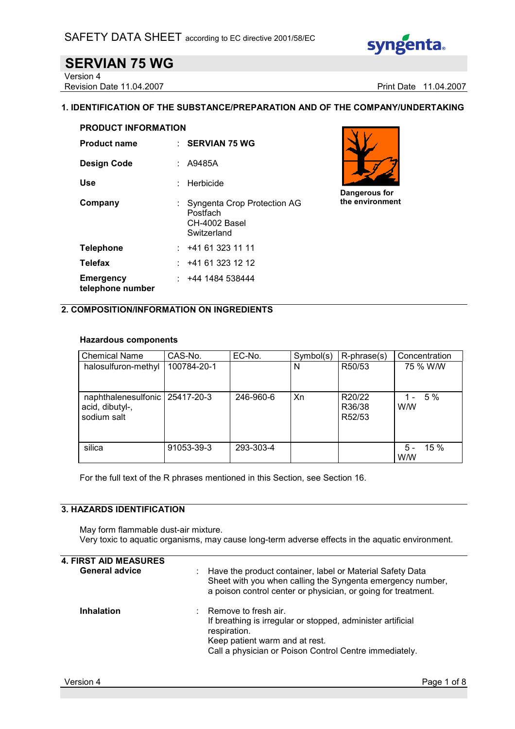SAFETY DATA SHEET according to EC directive 2001/58/EC

# SERVIAN 75 WG

Version 4
Revision Date 11.04.2007

Print Date 11.04.2007

## 1. IDENTIFICATION OF THE SUBSTANCE/PREPARATION AND OF THE COMPANY/UNDERTAKING

**PRODUCT INFORMATION**

| | | |
|---|---|---|
| **Product name** | : | **SERVIAN 75 WG** |
| **Design Code** | : | A9485A |
| **Use** | : | Herbicide |
| **Company** | : | Syngenta Crop Protection AG<br>Postfach<br>CH-4002 Basel<br>Switzerland |
| **Telephone** | : | +41 61 323 11 11 |
| **Telefax** | : | +41 61 323 12 12 |
| **Emergency telephone number** | : | +44 1484 538444 |

**Dangerous for the environment**

## 2. COMPOSITION/INFORMATION ON INGREDIENTS

**Hazardous components**

| Chemical Name | CAS-No. | EC-No. | Symbol(s) | R-phrase(s) | Concentration |
|---|---|---|---|---|---|
| halosulfuron-methyl | 100784-20-1 | | N | R50/53 | 75 % W/W |
| naphthalenesulfonic acid, dibutyl-, sodium salt | 25417-20-3 | 246-960-6 | Xn | R20/22<br>R36/38<br>R52/53 | 1 - 5 % W/W |
| silica | 91053-39-3 | 293-303-4 | | | 5 - 15 % W/W |

For the full text of the R phrases mentioned in this Section, see Section 16.

## 3. HAZARDS IDENTIFICATION

May form flammable dust-air mixture.
Very toxic to aquatic organisms, may cause long-term adverse effects in the aquatic environment.

## 4. FIRST AID MEASURES

| | | |
|---|---|---|
| **General advice** | : | Have the product container, label or Material Safety Data Sheet with you when calling the Syngenta emergency number, a poison control center or physician, or going for treatment. |
| **Inhalation** | : | Remove to fresh air.<br>If breathing is irregular or stopped, administer artificial respiration.<br>Keep patient warm and at rest.<br>Call a physician or Poison Control Centre immediately. |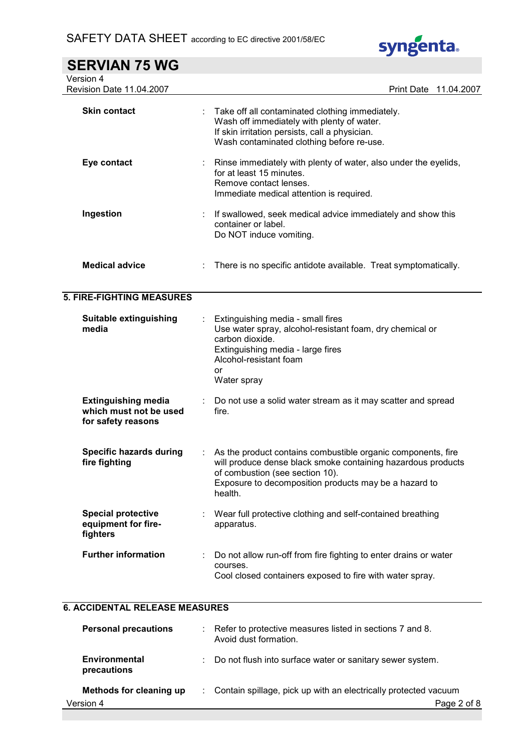**Skin contact** : Take off all contaminated clothing immediately.
Wash off immediately with plenty of water.
If skin irritation persists, call a physician.
Wash contaminated clothing before re-use.

**Eye contact** : Rinse immediately with plenty of water, also under the eyelids, for at least 15 minutes.
Remove contact lenses.
Immediate medical attention is required.

**Ingestion** : If swallowed, seek medical advice immediately and show this container or label.
Do NOT induce vomiting.

**Medical advice** : There is no specific antidote available. Treat symptomatically.

## 5. FIRE-FIGHTING MEASURES

**Suitable extinguishing media** : Extinguishing media - small fires
Use water spray, alcohol-resistant foam, dry chemical or carbon dioxide.
Extinguishing media - large fires
Alcohol-resistant foam
or
Water spray

**Extinguishing media which must not be used for safety reasons** : Do not use a solid water stream as it may scatter and spread fire.

**Specific hazards during fire fighting** : As the product contains combustible organic components, fire will produce dense black smoke containing hazardous products of combustion (see section 10).
Exposure to decomposition products may be a hazard to health.

**Special protective equipment for fire-fighters** : Wear full protective clothing and self-contained breathing apparatus.

**Further information** : Do not allow run-off from fire fighting to enter drains or water courses.
Cool closed containers exposed to fire with water spray.

## 6. ACCIDENTAL RELEASE MEASURES

**Personal precautions** : Refer to protective measures listed in sections 7 and 8.
Avoid dust formation.

**Environmental precautions** : Do not flush into surface water or sanitary sewer system.

**Methods for cleaning up** : Contain spillage, pick up with an electrically protected vacuum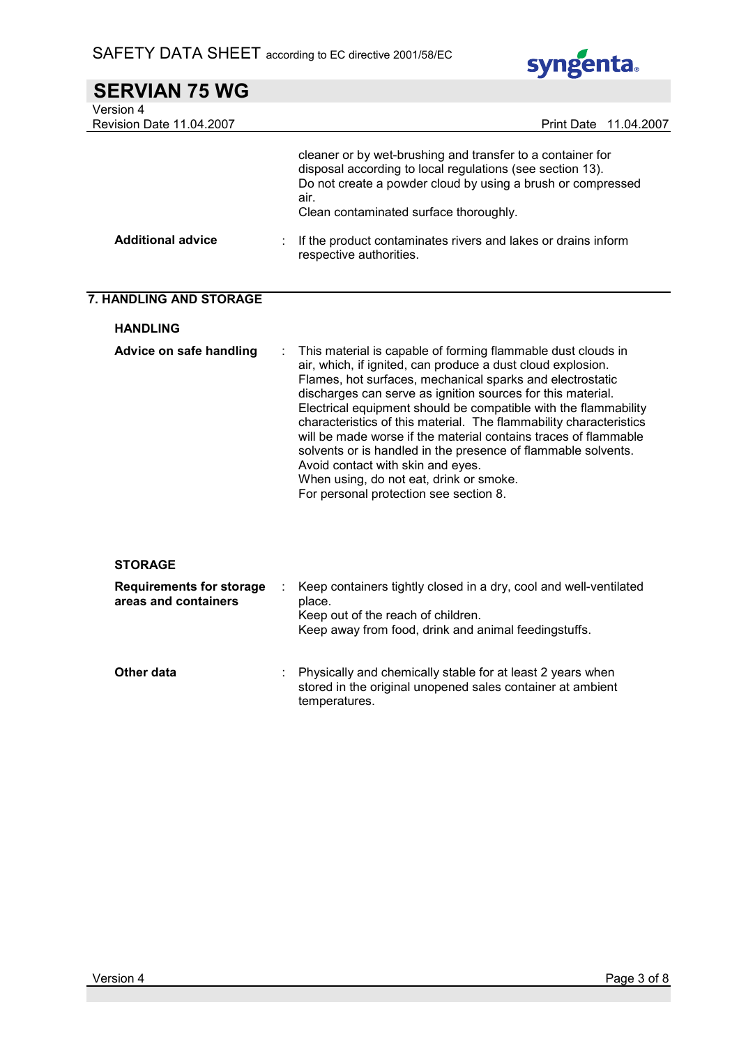cleaner or by wet-brushing and transfer to a container for disposal according to local regulations (see section 13).
Do not create a powder cloud by using a brush or compressed air.
Clean contaminated surface thoroughly.

**Additional advice** : If the product contaminates rivers and lakes or drains inform respective authorities.

## 7. HANDLING AND STORAGE

### HANDLING

**Advice on safe handling** : This material is capable of forming flammable dust clouds in air, which, if ignited, can produce a dust cloud explosion. Flames, hot surfaces, mechanical sparks and electrostatic discharges can serve as ignition sources for this material. Electrical equipment should be compatible with the flammability characteristics of this material. The flammability characteristics will be made worse if the material contains traces of flammable solvents or is handled in the presence of flammable solvents.
Avoid contact with skin and eyes.
When using, do not eat, drink or smoke.
For personal protection see section 8.

### STORAGE

**Requirements for storage areas and containers** : Keep containers tightly closed in a dry, cool and well-ventilated place.
Keep out of the reach of children.
Keep away from food, drink and animal feedingstuffs.

**Other data** : Physically and chemically stable for at least 2 years when stored in the original unopened sales container at ambient temperatures.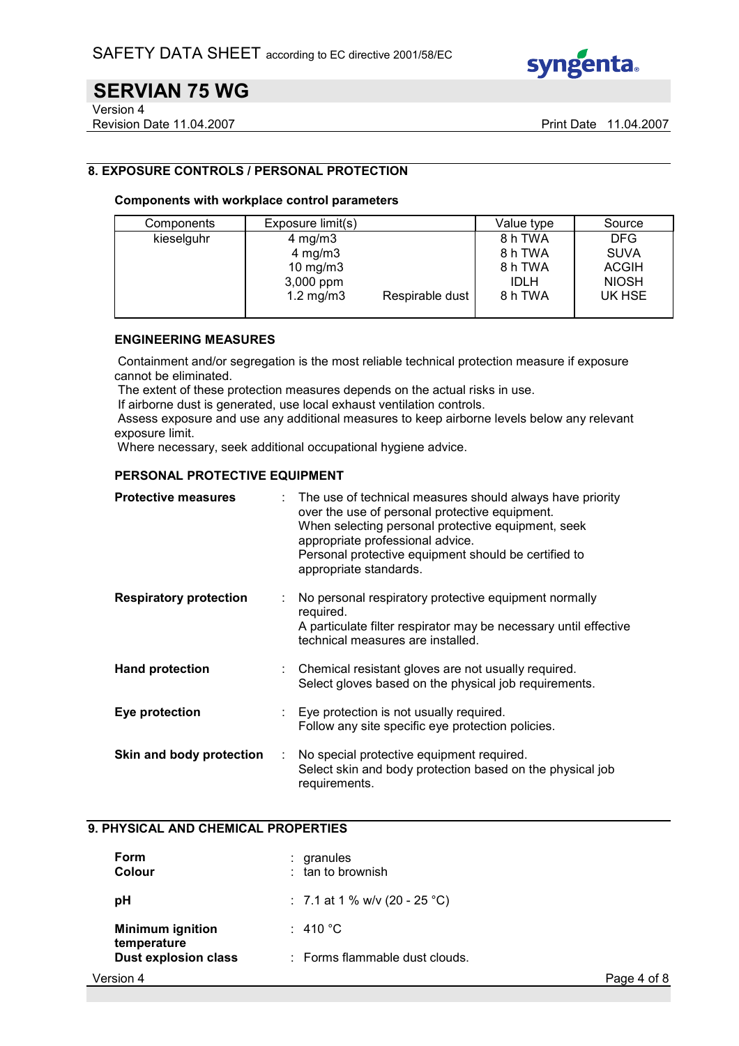## 8. EXPOSURE CONTROLS / PERSONAL PROTECTION

### Components with workplace control parameters

| Components | Exposure limit(s) | | Value type | Source |
|---|---|---|---|---|
| kieselguhr | 4 mg/m3 | | 8 h TWA | DFG |
| | 4 mg/m3 | | 8 h TWA | SUVA |
| | 10 mg/m3 | | 8 h TWA | ACGIH |
| | 3,000 ppm | | IDLH | NIOSH |
| | 1.2 mg/m3 | Respirable dust | 8 h TWA | UK HSE |

### ENGINEERING MEASURES

Containment and/or segregation is the most reliable technical protection measure if exposure cannot be eliminated.
The extent of these protection measures depends on the actual risks in use.
If airborne dust is generated, use local exhaust ventilation controls.
Assess exposure and use any additional measures to keep airborne levels below any relevant exposure limit.
Where necessary, seek additional occupational hygiene advice.

### PERSONAL PROTECTIVE EQUIPMENT

**Protective measures** : The use of technical measures should always have priority over the use of personal protective equipment.
When selecting personal protective equipment, seek appropriate professional advice.
Personal protective equipment should be certified to appropriate standards.

**Respiratory protection** : No personal respiratory protective equipment normally required.
A particulate filter respirator may be necessary until effective technical measures are installed.

**Hand protection** : Chemical resistant gloves are not usually required.
Select gloves based on the physical job requirements.

**Eye protection** : Eye protection is not usually required.
Follow any site specific eye protection policies.

**Skin and body protection** : No special protective equipment required.
Select skin and body protection based on the physical job requirements.

## 9. PHYSICAL AND CHEMICAL PROPERTIES

**Form** : granules
**Colour** : tan to brownish

**pH** : 7.1 at 1 % w/v (20 - 25 °C)

**Minimum ignition temperature** : 410 °C
**Dust explosion class** : Forms flammable dust clouds.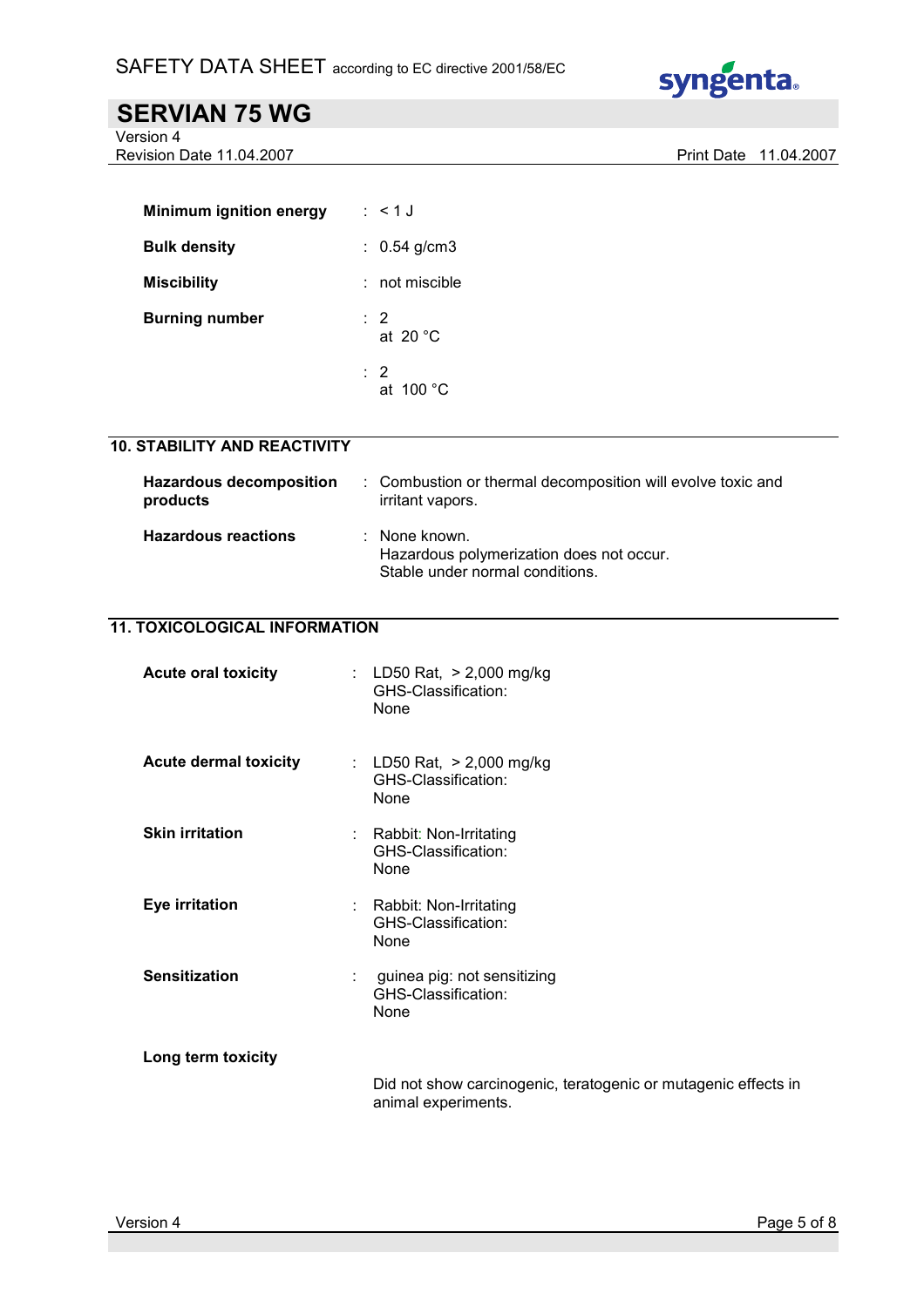| | |
|---|---|
| **Minimum ignition energy** | : < 1 J |
| **Bulk density** | : 0.54 g/cm3 |
| **Miscibility** | : not miscible |
| **Burning number** | : 2 at 20 °C |
| | : 2 at 100 °C |

## 10. STABILITY AND REACTIVITY

| | |
|---|---|
| **Hazardous decomposition products** | : Combustion or thermal decomposition will evolve toxic and irritant vapors. |
| **Hazardous reactions** | : None known. Hazardous polymerization does not occur. Stable under normal conditions. |

## 11. TOXICOLOGICAL INFORMATION

| | |
|---|---|
| **Acute oral toxicity** | : LD50 Rat, > 2,000 mg/kg GHS-Classification: None |
| **Acute dermal toxicity** | : LD50 Rat, > 2,000 mg/kg GHS-Classification: None |
| **Skin irritation** | : Rabbit: Non-Irritating GHS-Classification: None |
| **Eye irritation** | : Rabbit: Non-Irritating GHS-Classification: None |
| **Sensitization** | : guinea pig: not sensitizing GHS-Classification: None |

**Long term toxicity**

Did not show carcinogenic, teratogenic or mutagenic effects in animal experiments.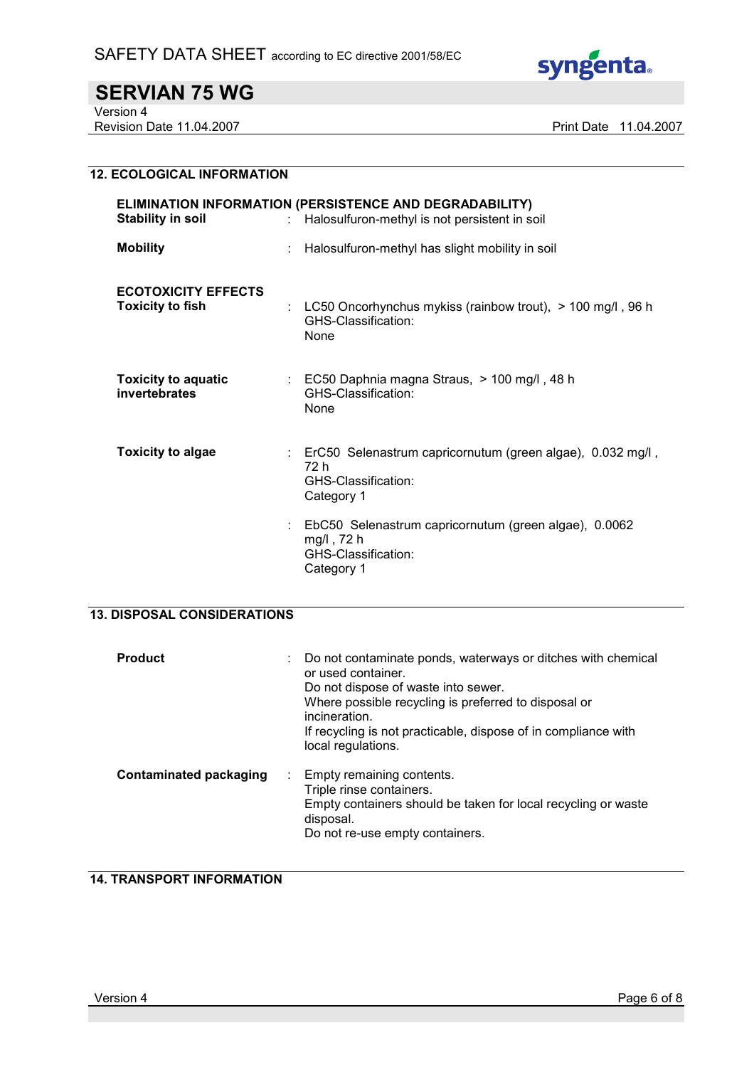## 12. ECOLOGICAL INFORMATION

### ELIMINATION INFORMATION (PERSISTENCE AND DEGRADABILITY)

**Stability in soil** : Halosulfuron-methyl is not persistent in soil

**Mobility** : Halosulfuron-methyl has slight mobility in soil

### ECOTOXICITY EFFECTS

**Toxicity to fish** : LC50 Oncorhynchus mykiss (rainbow trout), > 100 mg/l , 96 h
GHS-Classification:
None

**Toxicity to aquatic invertebrates** : EC50 Daphnia magna Straus, > 100 mg/l , 48 h
GHS-Classification:
None

**Toxicity to algae** : ErC50 Selenastrum capricornutum (green algae), 0.032 mg/l , 72 h
GHS-Classification:
Category 1

: EbC50 Selenastrum capricornutum (green algae), 0.0062 mg/l , 72 h
GHS-Classification:
Category 1

## 13. DISPOSAL CONSIDERATIONS

**Product** : Do not contaminate ponds, waterways or ditches with chemical or used container.
Do not dispose of waste into sewer.
Where possible recycling is preferred to disposal or incineration.
If recycling is not practicable, dispose of in compliance with local regulations.

**Contaminated packaging** : Empty remaining contents.
Triple rinse containers.
Empty containers should be taken for local recycling or waste disposal.
Do not re-use empty containers.

## 14. TRANSPORT INFORMATION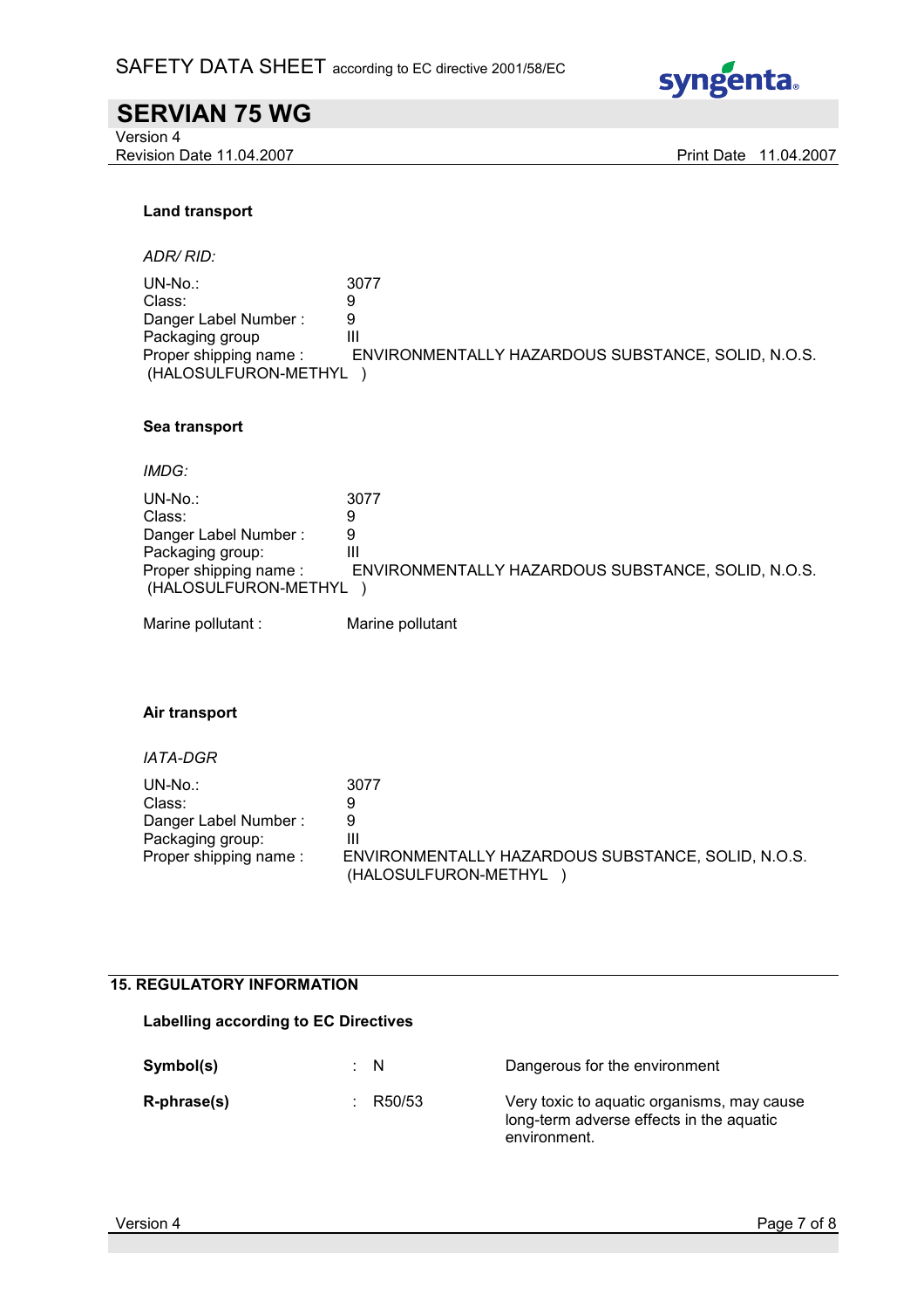**Land transport**

*ADR/ RID:*

| | |
|---|---|
| UN-No.: | 3077 |
| Class: | 9 |
| Danger Label Number : | 9 |
| Packaging group | III |
| Proper shipping name : | ENVIRONMENTALLY HAZARDOUS SUBSTANCE, SOLID, N.O.S. (HALOSULFURON-METHYL ) |

**Sea transport**

*IMDG:*

| | |
|---|---|
| UN-No.: | 3077 |
| Class: | 9 |
| Danger Label Number : | 9 |
| Packaging group: | III |
| Proper shipping name : | ENVIRONMENTALLY HAZARDOUS SUBSTANCE, SOLID, N.O.S. (HALOSULFURON-METHYL ) |

Marine pollutant : Marine pollutant

**Air transport**

*IATA-DGR*

| | |
|---|---|
| UN-No.: | 3077 |
| Class: | 9 |
| Danger Label Number : | 9 |
| Packaging group: | III |
| Proper shipping name : | ENVIRONMENTALLY HAZARDOUS SUBSTANCE, SOLID, N.O.S. (HALOSULFURON-METHYL ) |

## 15. REGULATORY INFORMATION

**Labelling according to EC Directives**

| | | |
|---|---|---|
| **Symbol(s)** | : N | Dangerous for the environment |
| **R-phrase(s)** | : R50/53 | Very toxic to aquatic organisms, may cause long-term adverse effects in the aquatic environment. |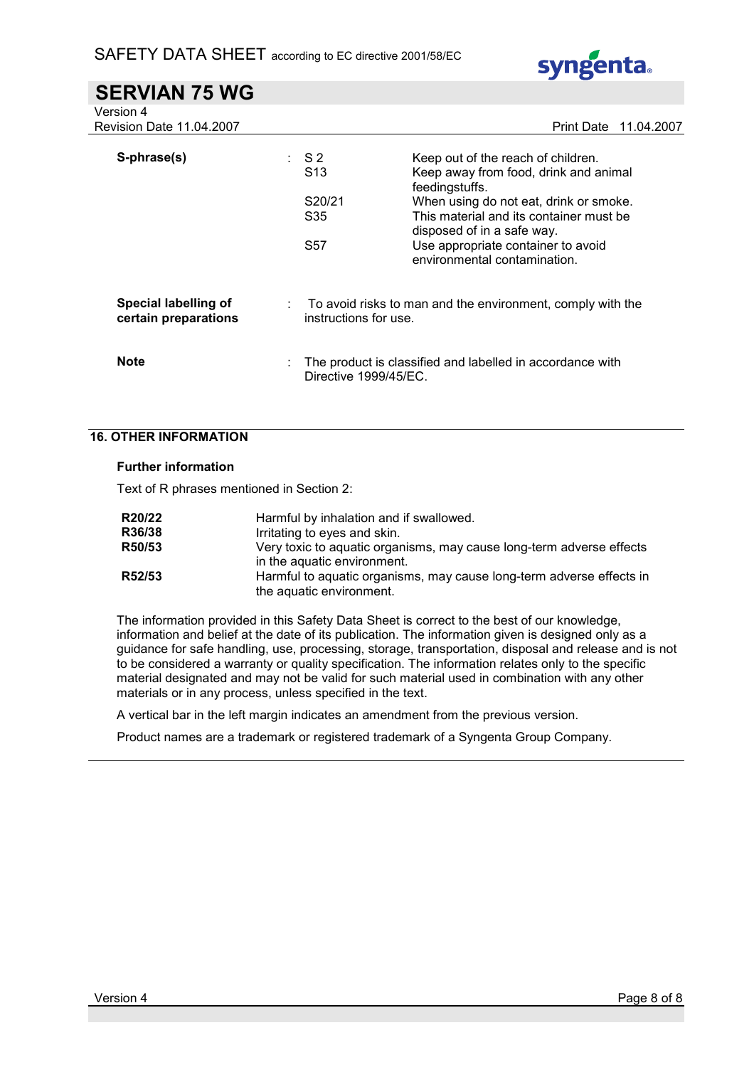| | | |
|---|---|---|
| **S-phrase(s)** | S 2 | Keep out of the reach of children. |
| | S13 | Keep away from food, drink and animal feedingstuffs. |
| | S20/21 | When using do not eat, drink or smoke. |
| | S35 | This material and its container must be disposed of in a safe way. |
| | S57 | Use appropriate container to avoid environmental contamination. |

**Special labelling of certain preparations** : To avoid risks to man and the environment, comply with the instructions for use.

**Note** : The product is classified and labelled in accordance with Directive 1999/45/EC.

## 16. OTHER INFORMATION

### Further information

Text of R phrases mentioned in Section 2:

| | |
|---|---|
| **R20/22** | Harmful by inhalation and if swallowed. |
| **R36/38** | Irritating to eyes and skin. |
| **R50/53** | Very toxic to aquatic organisms, may cause long-term adverse effects in the aquatic environment. |
| **R52/53** | Harmful to aquatic organisms, may cause long-term adverse effects in the aquatic environment. |

The information provided in this Safety Data Sheet is correct to the best of our knowledge, information and belief at the date of its publication. The information given is designed only as a guidance for safe handling, use, processing, storage, transportation, disposal and release and is not to be considered a warranty or quality specification. The information relates only to the specific material designated and may not be valid for such material used in combination with any other materials or in any process, unless specified in the text.

A vertical bar in the left margin indicates an amendment from the previous version.

Product names are a trademark or registered trademark of a Syngenta Group Company.